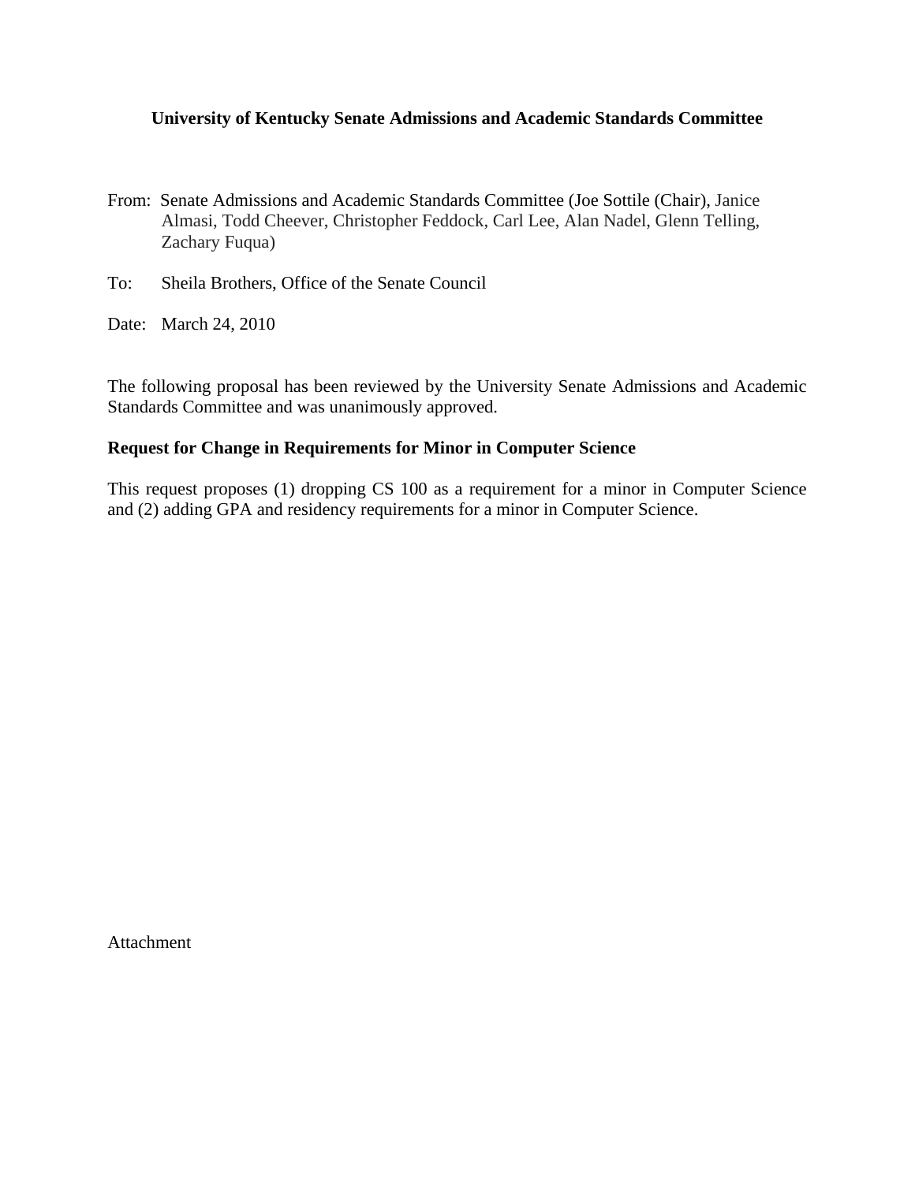**University of Kentucky Senate Admissions and Academic Standards Committee**

From: Senate Admissions and Academic Standards Committee (Joe Sottile (Chair), Janice Almasi, Todd Cheever, Christopher Feddock, Carl Lee, Alan Nadel, Glenn Telling, Zachary Fuqua)

To: Sheila Brothers, Office of the Senate Council

Date: March 24, 2010

The following proposal has been reviewed by the University Senate Admissions and Academic Standards Committee and was unanimously approved.

**Request for Change in Requirements for Minor in Computer Science**

This request proposes (1) dropping CS 100 as a requirement for a minor in Computer Science and (2) adding GPA and residency requirements for a minor in Computer Science.

Attachment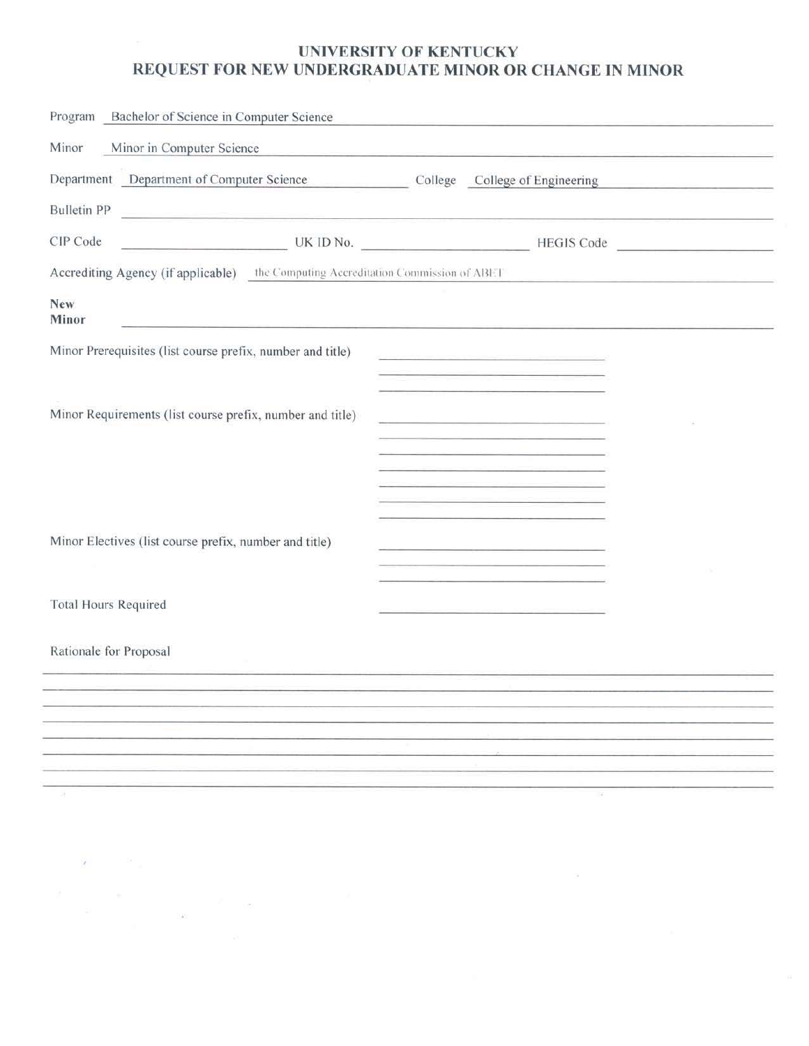# UNIVERSITY OF KENTUCKY
## REQUEST FOR NEW UNDERGRADUATE MINOR OR CHANGE IN MINOR

Program: Bachelor of Science in Computer Science

Minor: Minor in Computer Science

Department: Department of Computer Science  College: College of Engineering

Bulletin PP: 

CIP Code:  UK ID No.:  HEGIS Code: 

Accrediting Agency (if applicable): the Computing Accreditation Commission of ABET

**New Minor**

Minor Prerequisites (list course prefix, number and title)

Minor Requirements (list course prefix, number and title)

Minor Electives (list course prefix, number and title)

Total Hours Required

Rationale for Proposal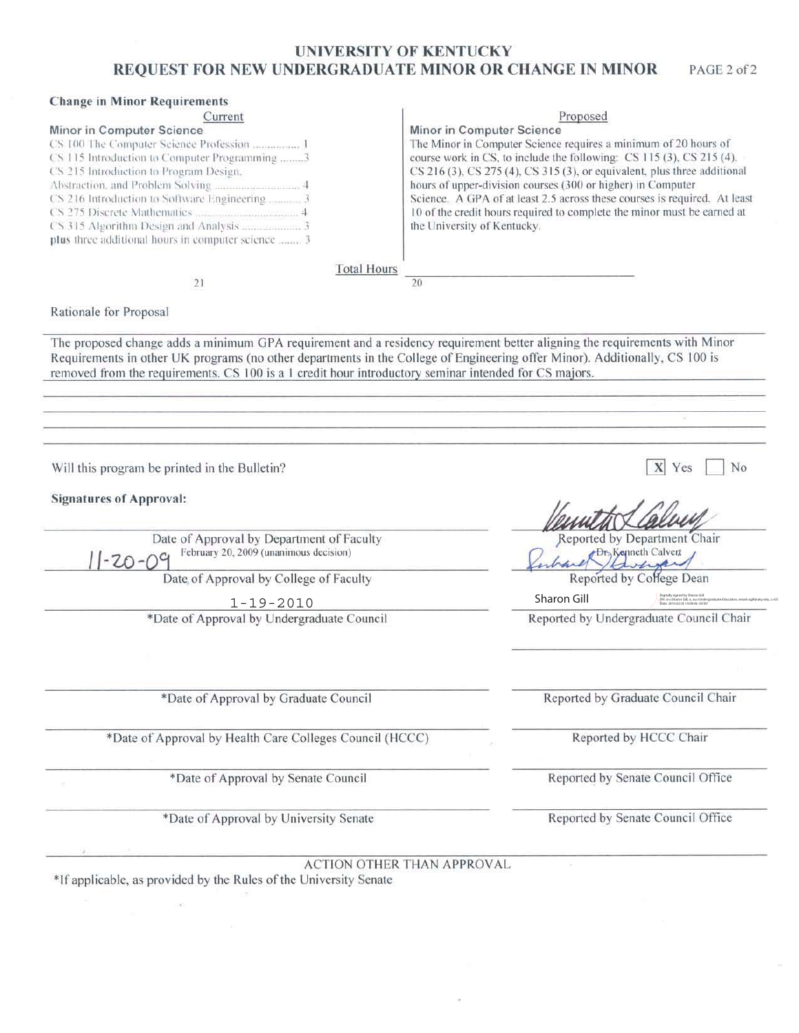# UNIVERSITY OF KENTUCKY
## REQUEST FOR NEW UNDERGRADUATE MINOR OR CHANGE IN MINOR

### Change in Minor Requirements

| Current | Proposed |
|---|---|
| **Minor in Computer Science** | **Minor in Computer Science** |
| CS 100 The Computer Science Profession ............... 1<br>CS 115 Introduction to Computer Programming ........3<br>CS 215 Introduction to Program Design, Abstraction, and Problem Solving ............................ 4<br>CS 216 Introduction to Software Engineering ........... 3<br>CS 275 Discrete Mathematics ................................. 4<br>CS 315 Algorithm Design and Analysis .................... 3<br>**plus** three additional hours in computer science ....... 3 | The Minor in Computer Science requires a minimum of 20 hours of course work in CS, to include the following: CS 115 (3), CS 215 (4), CS 216 (3), CS 275 (4), CS 315 (3), or equivalent, plus three additional hours of upper-division courses (300 or higher) in Computer Science. A GPA of at least 2.5 across these courses is required. At least 10 of the credit hours required to complete the minor must be earned at the University of Kentucky. |
| Total Hours: 21 | Total Hours: 20 |

Rationale for Proposal

The proposed change adds a minimum GPA requirement and a residency requirement better aligning the requirements with Minor Requirements in other UK programs (no other departments in the College of Engineering offer Minor). Additionally, CS 100 is removed from the requirements. CS 100 is a 1 credit hour introductory seminar intended for CS majors.

Will this program be printed in the Bulletin? [X] Yes [ ] No

**Signatures of Approval:**

| Date | Reported by |
|---|---|
| February 20, 2009 (unanimous decision)<br>Date of Approval by Department of Faculty | Reported by Department Chair<br>Dr. Kenneth Calvert |
| 11-20-09<br>Date of Approval by College of Faculty | Reported by College Dean |
| 1-19-2010<br>*Date of Approval by Undergraduate Council | Sharon Gill<br>Reported by Undergraduate Council Chair |
| *Date of Approval by Graduate Council | Reported by Graduate Council Chair |
| *Date of Approval by Health Care Colleges Council (HCCC) | Reported by HCCC Chair |
| *Date of Approval by Senate Council | Reported by Senate Council Office |
| *Date of Approval by University Senate | Reported by Senate Council Office |

ACTION OTHER THAN APPROVAL

*If applicable, as provided by the Rules of the University Senate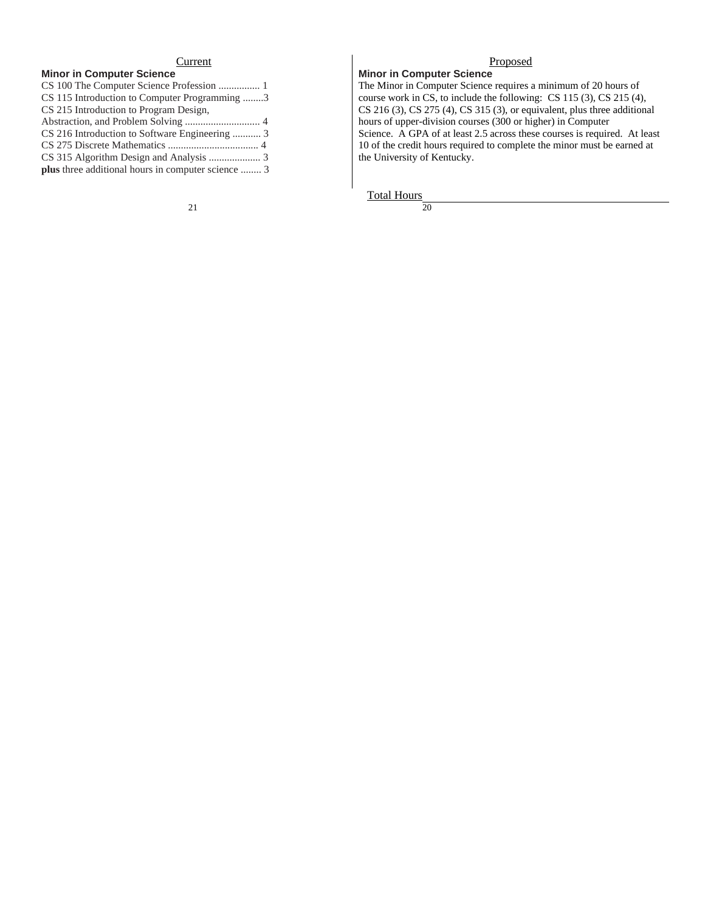| Current | Proposed |
| --- | --- |
| **Minor in Computer Science** | **Minor in Computer Science** |
| CS 100 The Computer Science Profession ................ 1<br>CS 115 Introduction to Computer Programming ........3<br>CS 215 Introduction to Program Design, Abstraction, and Problem Solving ............................. 4<br>CS 216 Introduction to Software Engineering ........... 3<br>CS 275 Discrete Mathematics .................................. 4<br>CS 315 Algorithm Design and Analysis .................... 3<br>**plus** three additional hours in computer science ........ 3 | The Minor in Computer Science requires a minimum of 20 hours of course work in CS, to include the following: CS 115 (3), CS 215 (4), CS 216 (3), CS 275 (4), CS 315 (3), or equivalent, plus three additional hours of upper-division courses (300 or higher) in Computer Science. A GPA of at least 2.5 across these courses is required. At least 10 of the credit hours required to complete the minor must be earned at the University of Kentucky. |
| Total Hours | |
| 21 | 20 |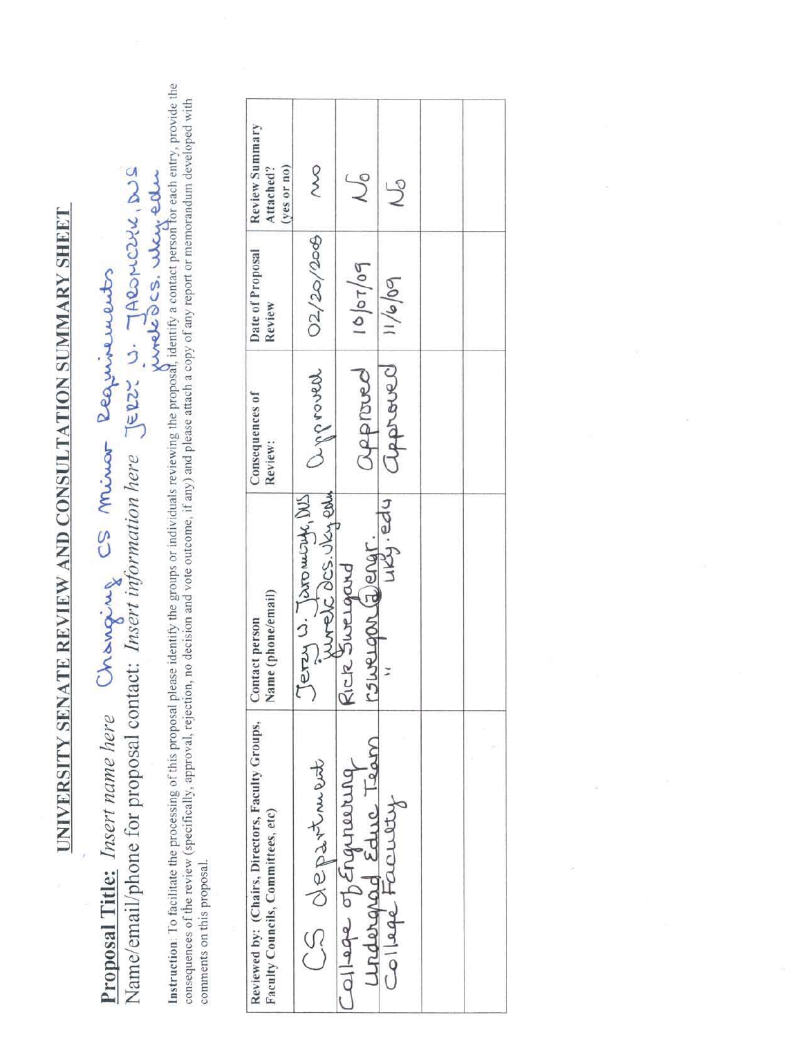# UNIVERSITY SENATE REVIEW AND CONSULTATION SUMMARY SHEET

**Proposal Title:** *Insert name here* Changing CS Minor Requirements

Name/email/phone for proposal contact: *Insert information here* JERZY W. JAROMCZYK, DCS jurek@cs.uky.edu

**Instruction**: To facilitate the processing of this proposal please identify the groups or individuals reviewing the proposal, identify a contact person for each entry, provide the consequences of the review (specifically, approval, rejection, no decision and vote outcome, if any) and please attach a copy of any report or memorandum developed with comments on this proposal.

| Reviewed by: (Chairs, Directors, Faculty Groups, Faculty Councils, Committees, etc) | Contact person Name (phone/email) | Consequences of Review: | Date of Proposal Review | Review Summary Attached? (yes or no) |
|---|---|---|---|---|
| CS department | Jerzy W. Jaromczyk, DCS jurek@cs.uky.edu | Approved | 02/20/2008 | no |
| College of Engineering Undergrad Educ Team | Rick Sweigard rsweigar@engr.uky.edu | approved | 10/07/09 | No |
| College Faculty | " | Approved | 11/6/09 | No |
| | | | | |
| | | | | |